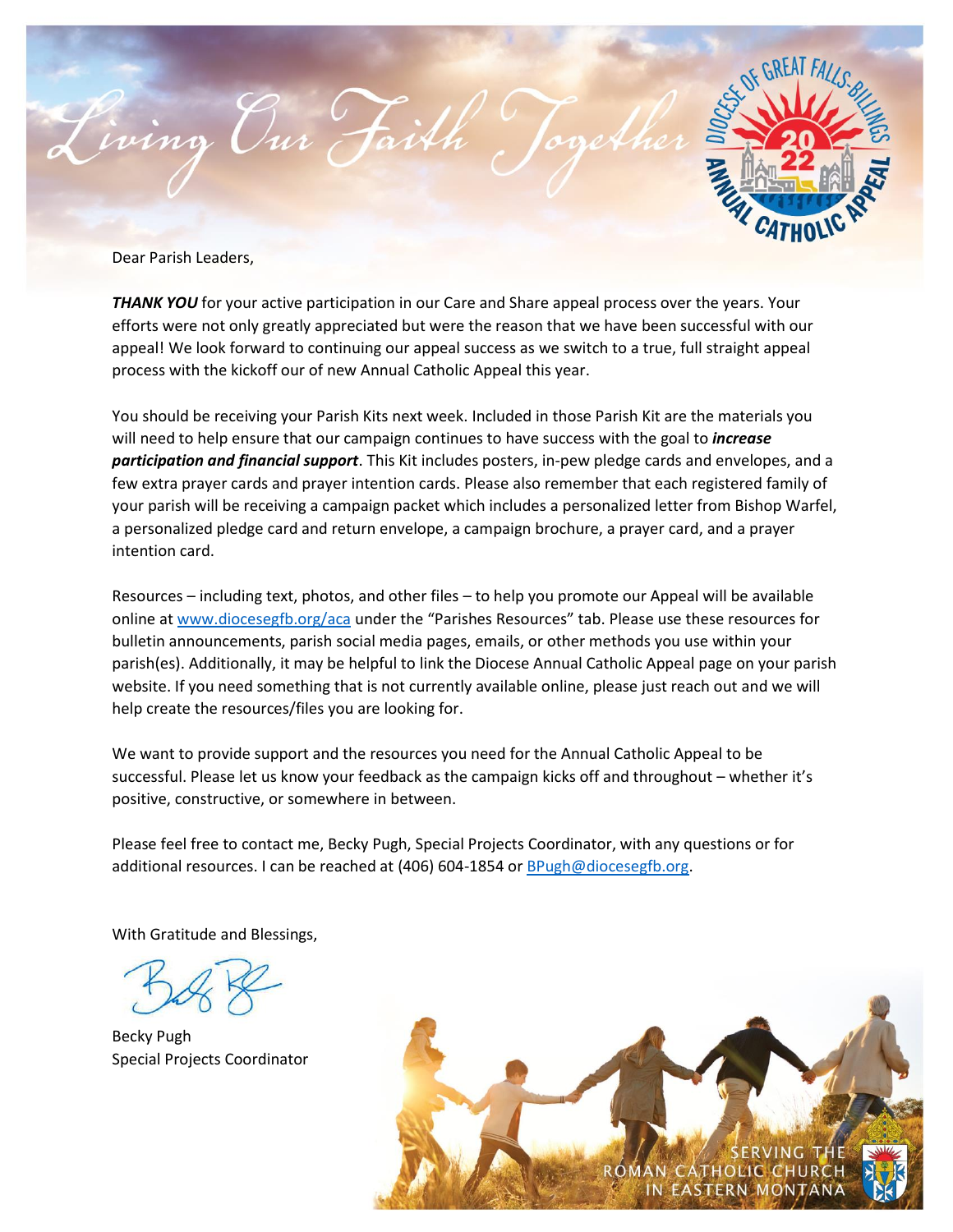# Living Our Faith Together

Dear Parish Leaders,

***THANK YOU*** for your active participation in our Care and Share appeal process over the years. Your efforts were not only greatly appreciated but were the reason that we have been successful with our appeal! We look forward to continuing our appeal success as we switch to a true, full straight appeal process with the kickoff our of new Annual Catholic Appeal this year.

You should be receiving your Parish Kits next week. Included in those Parish Kit are the materials you will need to help ensure that our campaign continues to have success with the goal to ***increase participation and financial support***. This Kit includes posters, in-pew pledge cards and envelopes, and a few extra prayer cards and prayer intention cards. Please also remember that each registered family of your parish will be receiving a campaign packet which includes a personalized letter from Bishop Warfel, a personalized pledge card and return envelope, a campaign brochure, a prayer card, and a prayer intention card.

Resources – including text, photos, and other files – to help you promote our Appeal will be available online at www.diocesegfb.org/aca under the "Parishes Resources" tab. Please use these resources for bulletin announcements, parish social media pages, emails, or other methods you use within your parish(es). Additionally, it may be helpful to link the Diocese Annual Catholic Appeal page on your parish website. If you need something that is not currently available online, please just reach out and we will help create the resources/files you are looking for.

We want to provide support and the resources you need for the Annual Catholic Appeal to be successful. Please let us know your feedback as the campaign kicks off and throughout – whether it's positive, constructive, or somewhere in between.

Please feel free to contact me, Becky Pugh, Special Projects Coordinator, with any questions or for additional resources. I can be reached at (406) 604-1854 or BPugh@diocesegfb.org.

With Gratitude and Blessings,

Becky Pugh
Special Projects Coordinator

SERVING THE ROMAN CATHOLIC CHURCH IN EASTERN MONTANA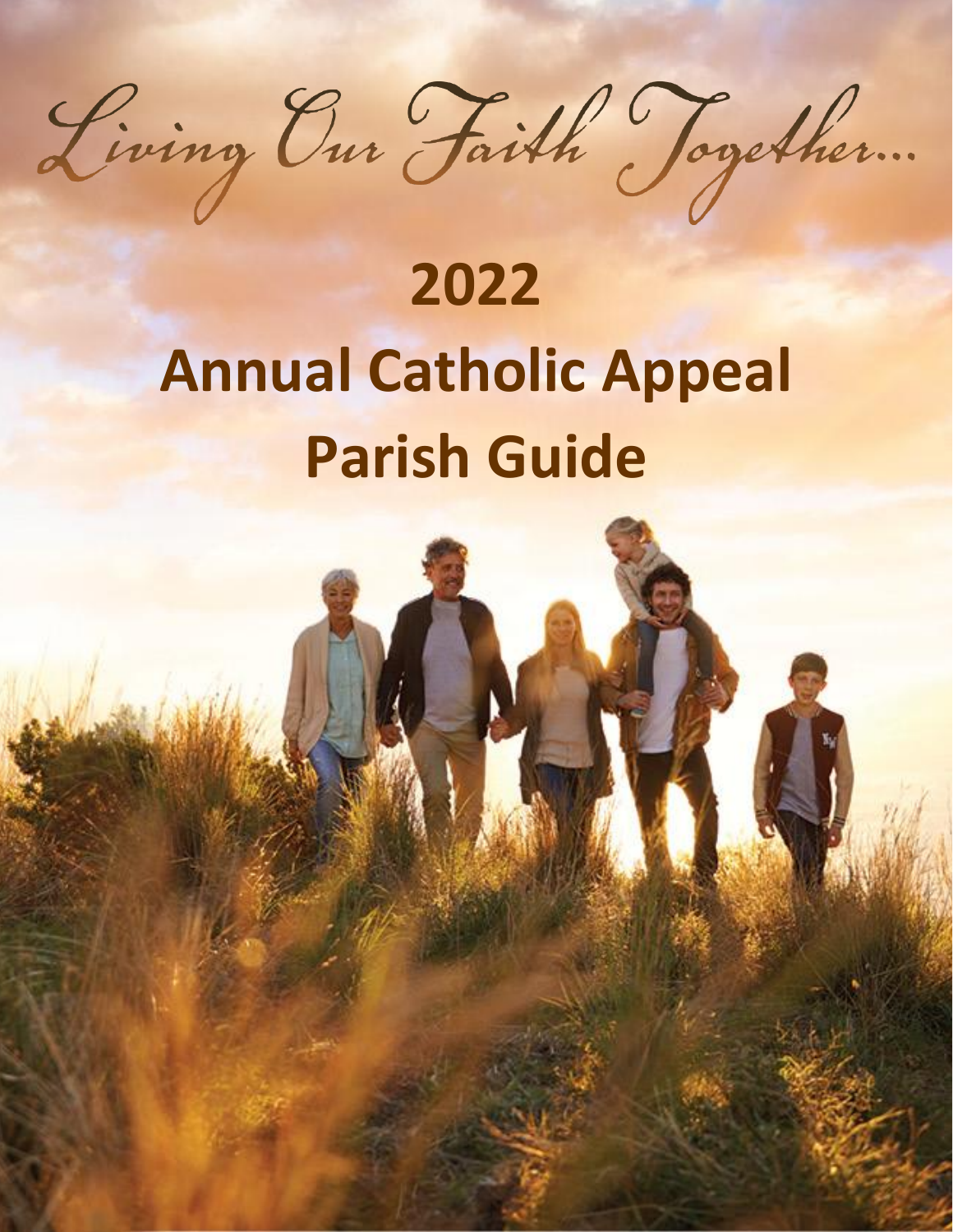*Living Our Faith Together...*

# 2022

# Annual Catholic Appeal

# Parish Guide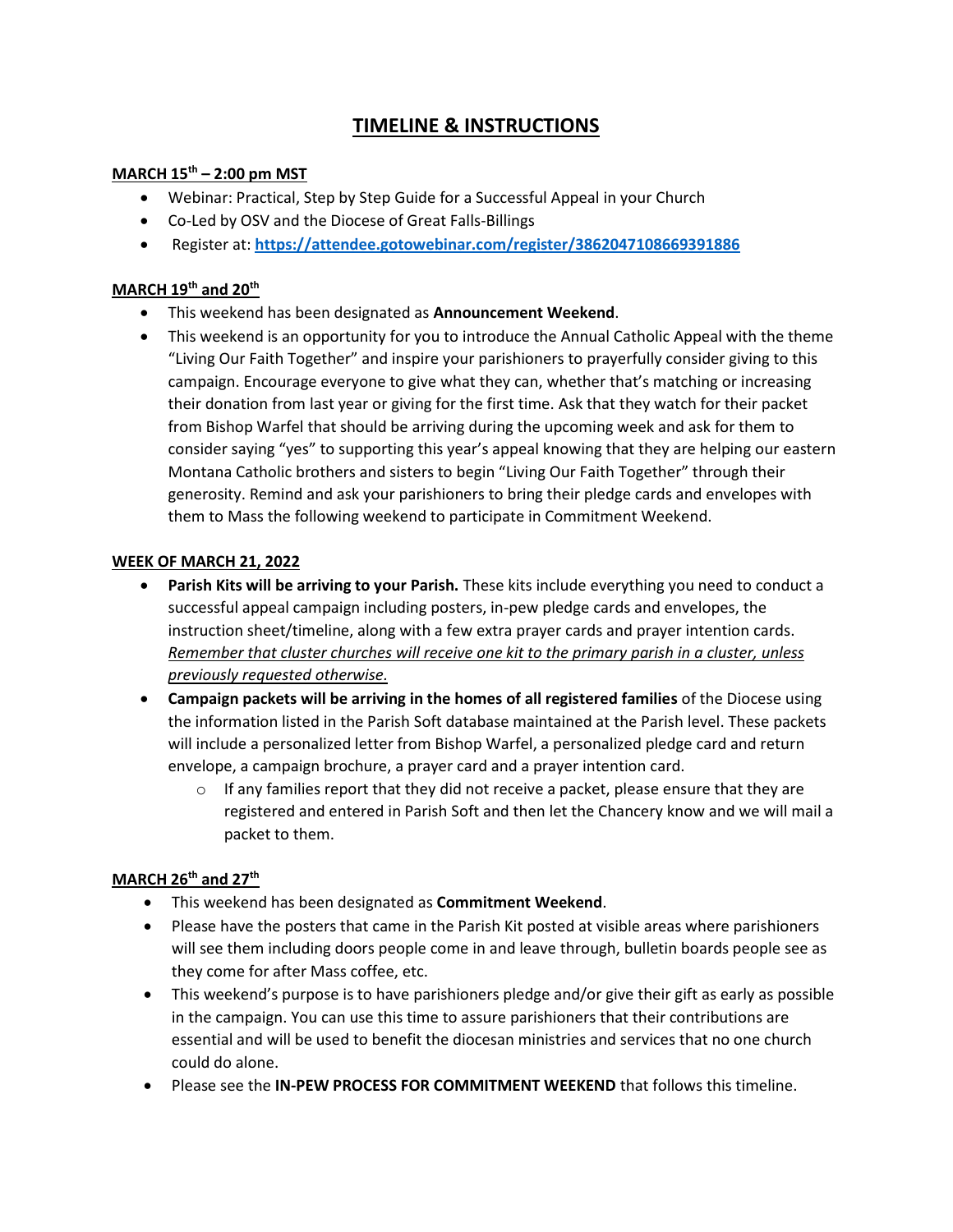# TIMELINE & INSTRUCTIONS

### MARCH 15th – 2:00 pm MST

- Webinar: Practical, Step by Step Guide for a Successful Appeal in your Church
- Co-Led by OSV and the Diocese of Great Falls-Billings
- Register at: **https://attendee.gotowebinar.com/register/3862047108669391886**

### MARCH 19th and 20th

- This weekend has been designated as **Announcement Weekend**.
- This weekend is an opportunity for you to introduce the Annual Catholic Appeal with the theme "Living Our Faith Together" and inspire your parishioners to prayerfully consider giving to this campaign. Encourage everyone to give what they can, whether that's matching or increasing their donation from last year or giving for the first time. Ask that they watch for their packet from Bishop Warfel that should be arriving during the upcoming week and ask for them to consider saying "yes" to supporting this year's appeal knowing that they are helping our eastern Montana Catholic brothers and sisters to begin "Living Our Faith Together" through their generosity. Remind and ask your parishioners to bring their pledge cards and envelopes with them to Mass the following weekend to participate in Commitment Weekend.

### WEEK OF MARCH 21, 2022

- **Parish Kits will be arriving to your Parish.** These kits include everything you need to conduct a successful appeal campaign including posters, in-pew pledge cards and envelopes, the instruction sheet/timeline, along with a few extra prayer cards and prayer intention cards. *Remember that cluster churches will receive one kit to the primary parish in a cluster, unless previously requested otherwise.*
- **Campaign packets will be arriving in the homes of all registered families** of the Diocese using the information listed in the Parish Soft database maintained at the Parish level. These packets will include a personalized letter from Bishop Warfel, a personalized pledge card and return envelope, a campaign brochure, a prayer card and a prayer intention card.
  - If any families report that they did not receive a packet, please ensure that they are registered and entered in Parish Soft and then let the Chancery know and we will mail a packet to them.

### MARCH 26th and 27th

- This weekend has been designated as **Commitment Weekend**.
- Please have the posters that came in the Parish Kit posted at visible areas where parishioners will see them including doors people come in and leave through, bulletin boards people see as they come for after Mass coffee, etc.
- This weekend's purpose is to have parishioners pledge and/or give their gift as early as possible in the campaign. You can use this time to assure parishioners that their contributions are essential and will be used to benefit the diocesan ministries and services that no one church could do alone.
- Please see the **IN-PEW PROCESS FOR COMMITMENT WEEKEND** that follows this timeline.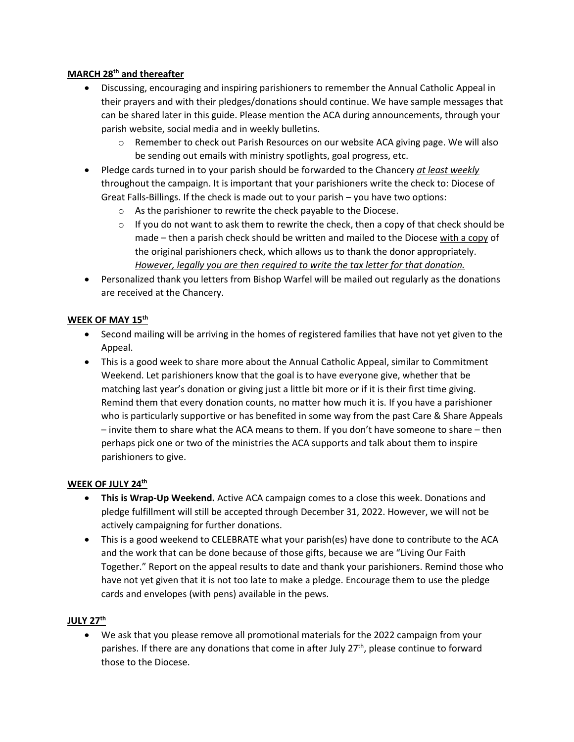**<u>MARCH 28th and thereafter</u>**

- Discussing, encouraging and inspiring parishioners to remember the Annual Catholic Appeal in their prayers and with their pledges/donations should continue. We have sample messages that can be shared later in this guide. Please mention the ACA during announcements, through your parish website, social media and in weekly bulletins.
  - Remember to check out Parish Resources on our website ACA giving page. We will also be sending out emails with ministry spotlights, goal progress, etc.
- Pledge cards turned in to your parish should be forwarded to the Chancery <u>*at least weekly*</u> throughout the campaign. It is important that your parishioners write the check to: Diocese of Great Falls-Billings. If the check is made out to your parish – you have two options:
  - As the parishioner to rewrite the check payable to the Diocese.
  - If you do not want to ask them to rewrite the check, then a copy of that check should be made – then a parish check should be written and mailed to the Diocese <u>with a copy</u> of the original parishioners check, which allows us to thank the donor appropriately. <u>*However, legally you are then required to write the tax letter for that donation.*</u>
- Personalized thank you letters from Bishop Warfel will be mailed out regularly as the donations are received at the Chancery.

**<u>WEEK OF MAY 15th</u>**

- Second mailing will be arriving in the homes of registered families that have not yet given to the Appeal.
- This is a good week to share more about the Annual Catholic Appeal, similar to Commitment Weekend. Let parishioners know that the goal is to have everyone give, whether that be matching last year's donation or giving just a little bit more or if it is their first time giving. Remind them that every donation counts, no matter how much it is. If you have a parishioner who is particularly supportive or has benefited in some way from the past Care & Share Appeals – invite them to share what the ACA means to them. If you don't have someone to share – then perhaps pick one or two of the ministries the ACA supports and talk about them to inspire parishioners to give.

**<u>WEEK OF JULY 24th</u>**

- **This is Wrap-Up Weekend.** Active ACA campaign comes to a close this week. Donations and pledge fulfillment will still be accepted through December 31, 2022. However, we will not be actively campaigning for further donations.
- This is a good weekend to CELEBRATE what your parish(es) have done to contribute to the ACA and the work that can be done because of those gifts, because we are "Living Our Faith Together." Report on the appeal results to date and thank your parishioners. Remind those who have not yet given that it is not too late to make a pledge. Encourage them to use the pledge cards and envelopes (with pens) available in the pews.

**<u>JULY 27th</u>**

- We ask that you please remove all promotional materials for the 2022 campaign from your parishes. If there are any donations that come in after July 27th, please continue to forward those to the Diocese.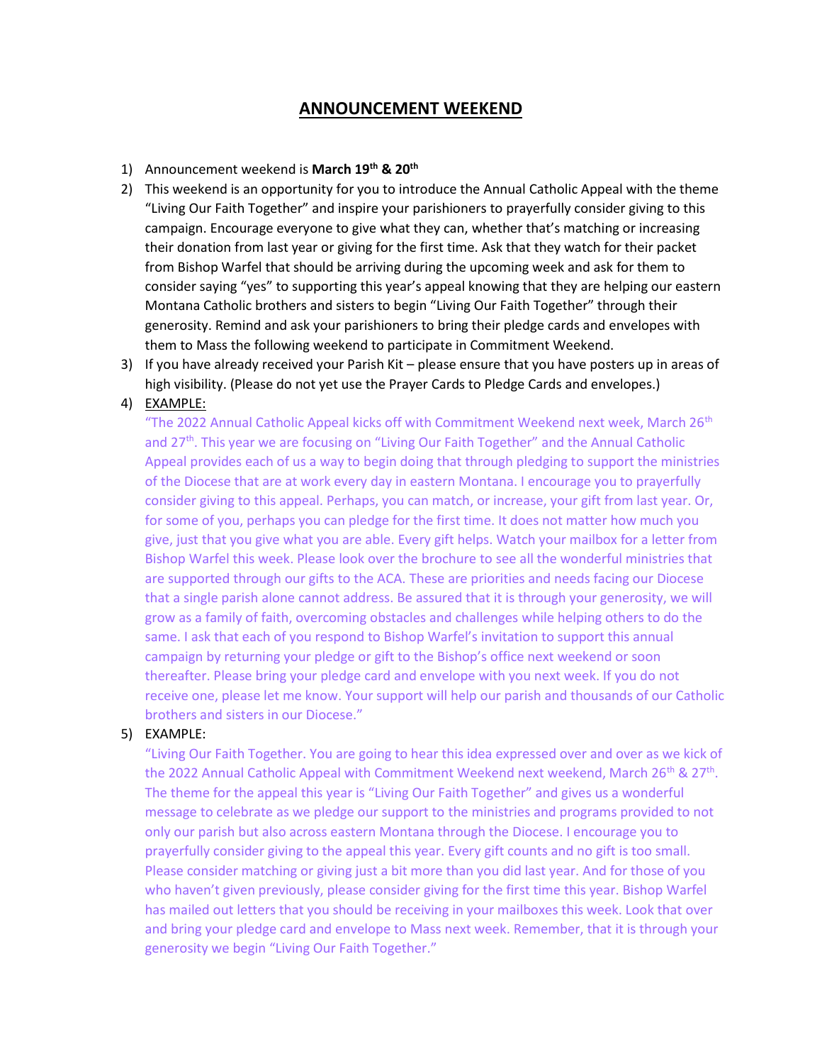# <u>ANNOUNCEMENT WEEKEND</u>

1) Announcement weekend is **March 19th & 20th**
2) This weekend is an opportunity for you to introduce the Annual Catholic Appeal with the theme "Living Our Faith Together" and inspire your parishioners to prayerfully consider giving to this campaign. Encourage everyone to give what they can, whether that's matching or increasing their donation from last year or giving for the first time. Ask that they watch for their packet from Bishop Warfel that should be arriving during the upcoming week and ask for them to consider saying "yes" to supporting this year's appeal knowing that they are helping our eastern Montana Catholic brothers and sisters to begin "Living Our Faith Together" through their generosity. Remind and ask your parishioners to bring their pledge cards and envelopes with them to Mass the following weekend to participate in Commitment Weekend.
3) If you have already received your Parish Kit – please ensure that you have posters up in areas of high visibility. (Please do not yet use the Prayer Cards to Pledge Cards and envelopes.)
4) <u>EXAMPLE:</u>
   "The 2022 Annual Catholic Appeal kicks off with Commitment Weekend next week, March 26th and 27th. This year we are focusing on "Living Our Faith Together" and the Annual Catholic Appeal provides each of us a way to begin doing that through pledging to support the ministries of the Diocese that are at work every day in eastern Montana. I encourage you to prayerfully consider giving to this appeal. Perhaps, you can match, or increase, your gift from last year. Or, for some of you, perhaps you can pledge for the first time. It does not matter how much you give, just that you give what you are able. Every gift helps. Watch your mailbox for a letter from Bishop Warfel this week. Please look over the brochure to see all the wonderful ministries that are supported through our gifts to the ACA. These are priorities and needs facing our Diocese that a single parish alone cannot address. Be assured that it is through your generosity, we will grow as a family of faith, overcoming obstacles and challenges while helping others to do the same. I ask that each of you respond to Bishop Warfel's invitation to support this annual campaign by returning your pledge or gift to the Bishop's office next weekend or soon thereafter. Please bring your pledge card and envelope with you next week. If you do not receive one, please let me know. Your support will help our parish and thousands of our Catholic brothers and sisters in our Diocese."
5) EXAMPLE:
   "Living Our Faith Together. You are going to hear this idea expressed over and over as we kick of the 2022 Annual Catholic Appeal with Commitment Weekend next weekend, March 26th & 27th. The theme for the appeal this year is "Living Our Faith Together" and gives us a wonderful message to celebrate as we pledge our support to the ministries and programs provided to not only our parish but also across eastern Montana through the Diocese. I encourage you to prayerfully consider giving to the appeal this year. Every gift counts and no gift is too small. Please consider matching or giving just a bit more than you did last year. And for those of you who haven't given previously, please consider giving for the first time this year. Bishop Warfel has mailed out letters that you should be receiving in your mailboxes this week. Look that over and bring your pledge card and envelope to Mass next week. Remember, that it is through your generosity we begin "Living Our Faith Together."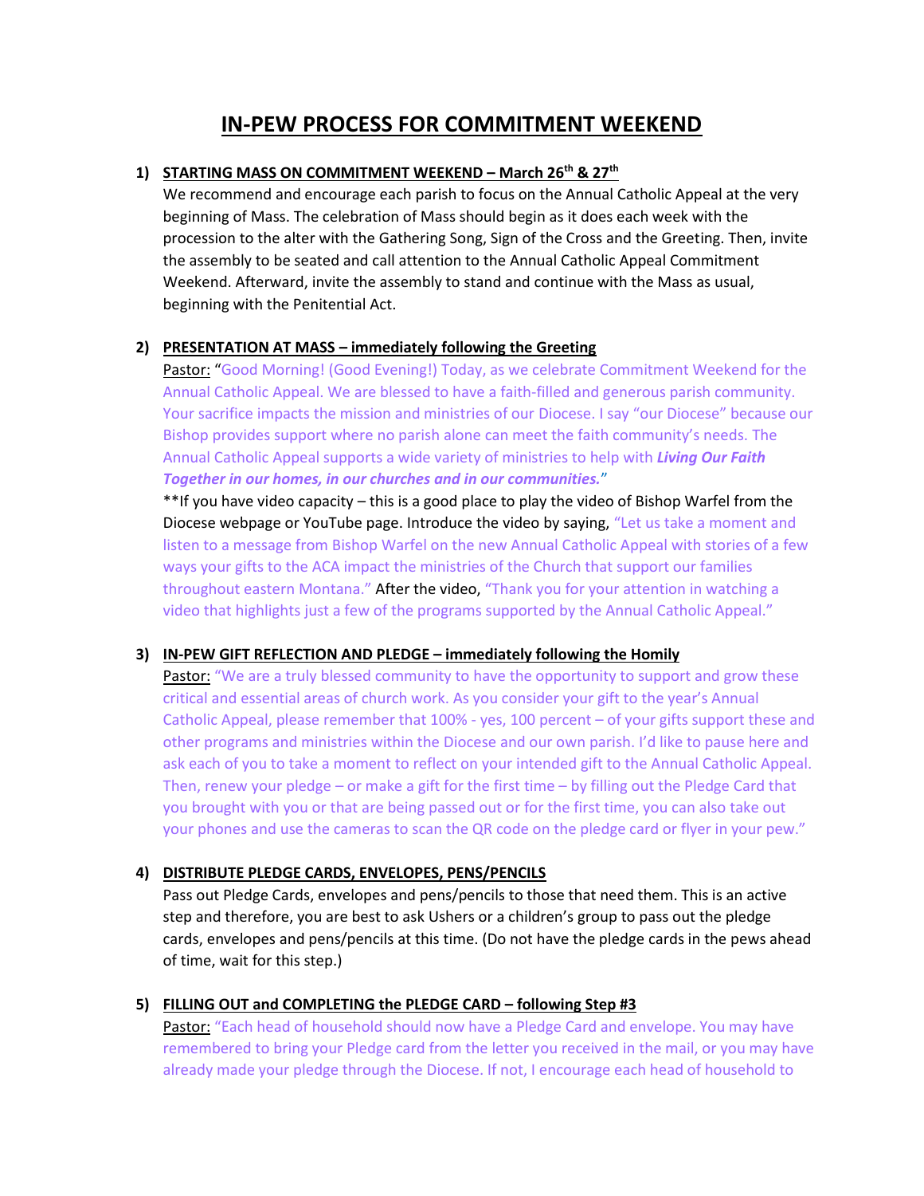# IN-PEW PROCESS FOR COMMITMENT WEEKEND

1) **STARTING MASS ON COMMITMENT WEEKEND – March 26th & 27th**

   We recommend and encourage each parish to focus on the Annual Catholic Appeal at the very beginning of Mass. The celebration of Mass should begin as it does each week with the procession to the alter with the Gathering Song, Sign of the Cross and the Greeting. Then, invite the assembly to be seated and call attention to the Annual Catholic Appeal Commitment Weekend. Afterward, invite the assembly to stand and continue with the Mass as usual, beginning with the Penitential Act.

2) **PRESENTATION AT MASS – immediately following the Greeting**

   Pastor: "Good Morning! (Good Evening!) Today, as we celebrate Commitment Weekend for the Annual Catholic Appeal. We are blessed to have a faith-filled and generous parish community. Your sacrifice impacts the mission and ministries of our Diocese. I say "our Diocese" because our Bishop provides support where no parish alone can meet the faith community's needs. The Annual Catholic Appeal supports a wide variety of ministries to help with ***Living Our Faith Together in our homes, in our churches and in our communities.***"

   **If you have video capacity – this is a good place to play the video of Bishop Warfel from the Diocese webpage or YouTube page. Introduce the video by saying, "Let us take a moment and listen to a message from Bishop Warfel on the new Annual Catholic Appeal with stories of a few ways your gifts to the ACA impact the ministries of the Church that support our families throughout eastern Montana." After the video, "Thank you for your attention in watching a video that highlights just a few of the programs supported by the Annual Catholic Appeal."

3) **IN-PEW GIFT REFLECTION AND PLEDGE – immediately following the Homily**

   Pastor: "We are a truly blessed community to have the opportunity to support and grow these critical and essential areas of church work. As you consider your gift to the year's Annual Catholic Appeal, please remember that 100% - yes, 100 percent – of your gifts support these and other programs and ministries within the Diocese and our own parish. I'd like to pause here and ask each of you to take a moment to reflect on your intended gift to the Annual Catholic Appeal. Then, renew your pledge – or make a gift for the first time – by filling out the Pledge Card that you brought with you or that are being passed out or for the first time, you can also take out your phones and use the cameras to scan the QR code on the pledge card or flyer in your pew."

4) **DISTRIBUTE PLEDGE CARDS, ENVELOPES, PENS/PENCILS**

   Pass out Pledge Cards, envelopes and pens/pencils to those that need them. This is an active step and therefore, you are best to ask Ushers or a children's group to pass out the pledge cards, envelopes and pens/pencils at this time. (Do not have the pledge cards in the pews ahead of time, wait for this step.)

5) **FILLING OUT and COMPLETING the PLEDGE CARD – following Step #3**

   Pastor: "Each head of household should now have a Pledge Card and envelope. You may have remembered to bring your Pledge card from the letter you received in the mail, or you may have already made your pledge through the Diocese. If not, I encourage each head of household to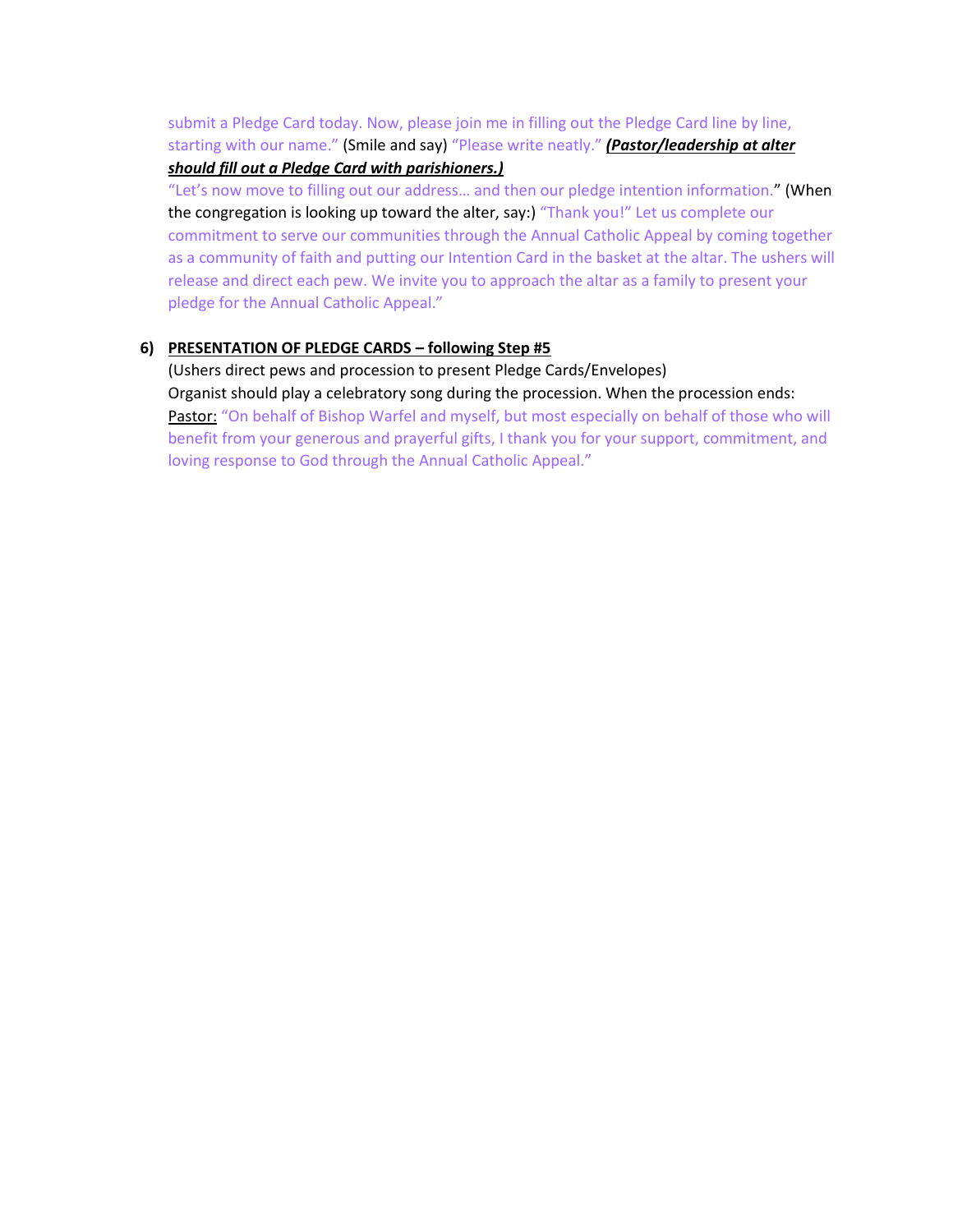submit a Pledge Card today. Now, please join me in filling out the Pledge Card line by line, starting with our name." (Smile and say) "Please write neatly." ***(Pastor/leadership at alter should fill out a Pledge Card with parishioners.)***

"Let's now move to filling out our address… and then our pledge intention information." (When the congregation is looking up toward the alter, say:) "Thank you!" Let us complete our commitment to serve our communities through the Annual Catholic Appeal by coming together as a community of faith and putting our Intention Card in the basket at the altar. The ushers will release and direct each pew. We invite you to approach the altar as a family to present your pledge for the Annual Catholic Appeal."

6) **PRESENTATION OF PLEDGE CARDS – following Step #5**

(Ushers direct pews and procession to present Pledge Cards/Envelopes)

Organist should play a celebratory song during the procession. When the procession ends:

Pastor: "On behalf of Bishop Warfel and myself, but most especially on behalf of those who will benefit from your generous and prayerful gifts, I thank you for your support, commitment, and loving response to God through the Annual Catholic Appeal."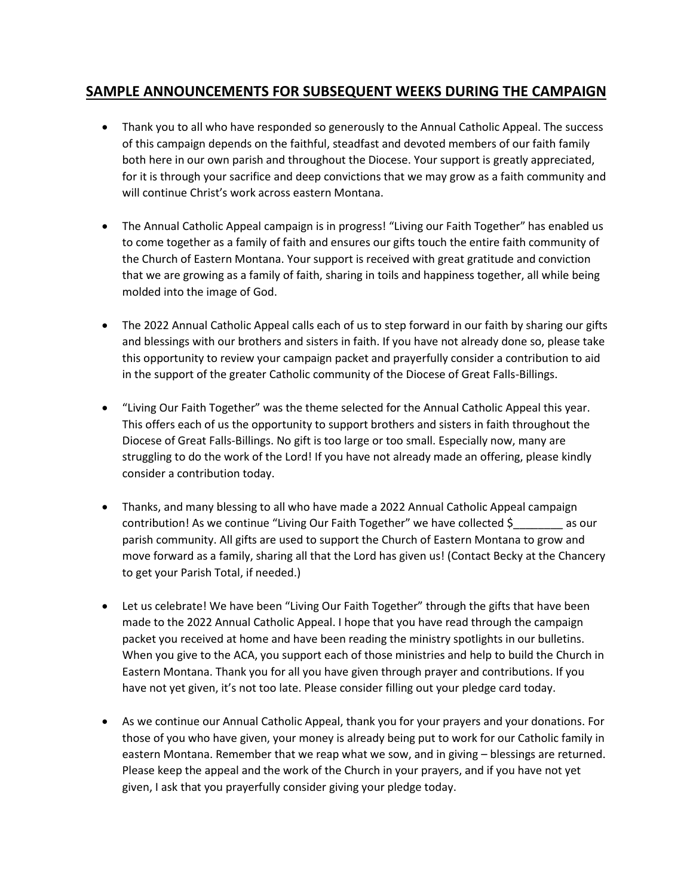# **SAMPLE ANNOUNCEMENTS FOR SUBSEQUENT WEEKS DURING THE CAMPAIGN**

- Thank you to all who have responded so generously to the Annual Catholic Appeal. The success of this campaign depends on the faithful, steadfast and devoted members of our faith family both here in our own parish and throughout the Diocese. Your support is greatly appreciated, for it is through your sacrifice and deep convictions that we may grow as a faith community and will continue Christ's work across eastern Montana.

- The Annual Catholic Appeal campaign is in progress! "Living our Faith Together" has enabled us to come together as a family of faith and ensures our gifts touch the entire faith community of the Church of Eastern Montana. Your support is received with great gratitude and conviction that we are growing as a family of faith, sharing in toils and happiness together, all while being molded into the image of God.

- The 2022 Annual Catholic Appeal calls each of us to step forward in our faith by sharing our gifts and blessings with our brothers and sisters in faith. If you have not already done so, please take this opportunity to review your campaign packet and prayerfully consider a contribution to aid in the support of the greater Catholic community of the Diocese of Great Falls-Billings.

- "Living Our Faith Together" was the theme selected for the Annual Catholic Appeal this year. This offers each of us the opportunity to support brothers and sisters in faith throughout the Diocese of Great Falls-Billings. No gift is too large or too small. Especially now, many are struggling to do the work of the Lord! If you have not already made an offering, please kindly consider a contribution today.

- Thanks, and many blessing to all who have made a 2022 Annual Catholic Appeal campaign contribution! As we continue "Living Our Faith Together" we have collected $________ as our parish community. All gifts are used to support the Church of Eastern Montana to grow and move forward as a family, sharing all that the Lord has given us! (Contact Becky at the Chancery to get your Parish Total, if needed.)

- Let us celebrate! We have been "Living Our Faith Together" through the gifts that have been made to the 2022 Annual Catholic Appeal. I hope that you have read through the campaign packet you received at home and have been reading the ministry spotlights in our bulletins. When you give to the ACA, you support each of those ministries and help to build the Church in Eastern Montana. Thank you for all you have given through prayer and contributions. If you have not yet given, it's not too late. Please consider filling out your pledge card today.

- As we continue our Annual Catholic Appeal, thank you for your prayers and your donations. For those of you who have given, your money is already being put to work for our Catholic family in eastern Montana. Remember that we reap what we sow, and in giving – blessings are returned. Please keep the appeal and the work of the Church in your prayers, and if you have not yet given, I ask that you prayerfully consider giving your pledge today.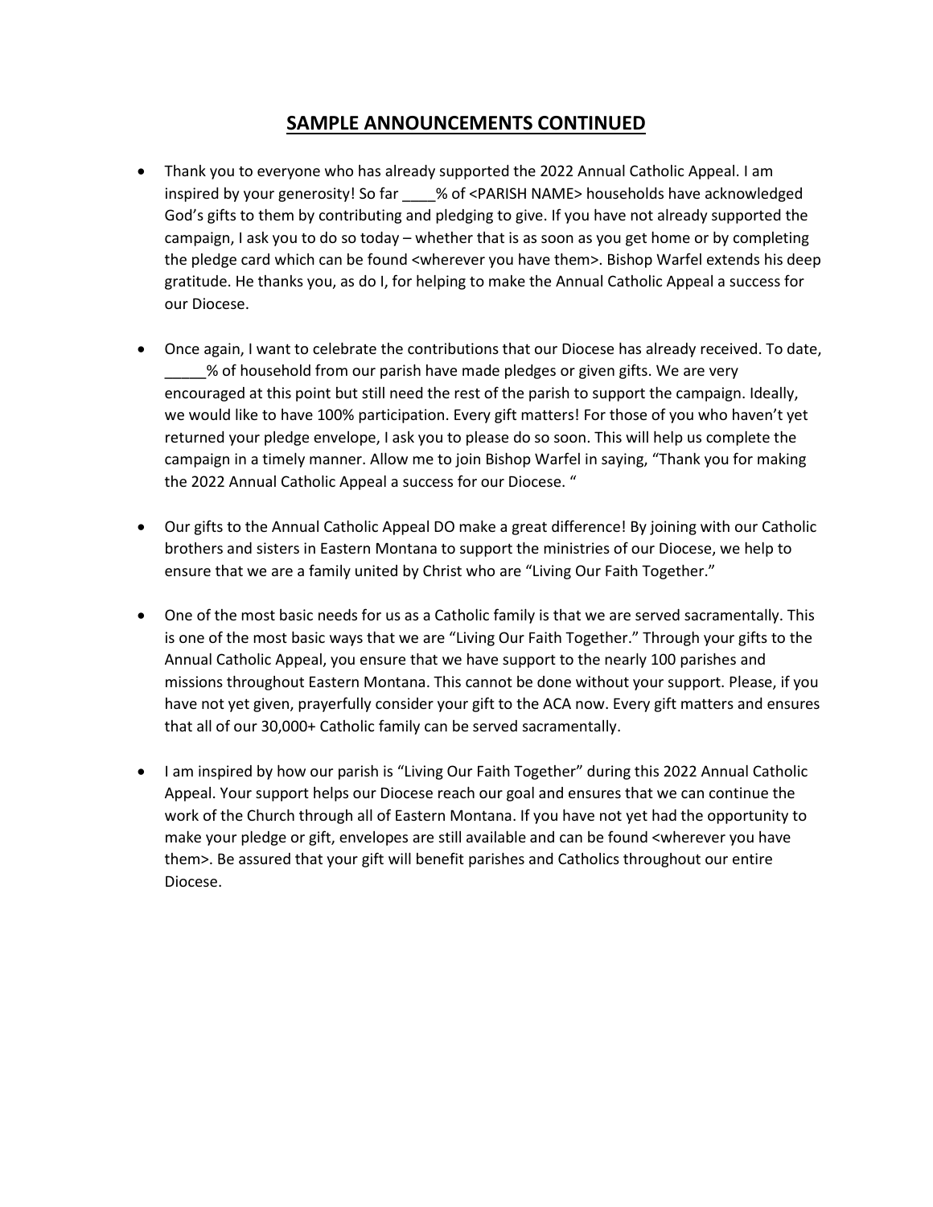## SAMPLE ANNOUNCEMENTS CONTINUED

- Thank you to everyone who has already supported the 2022 Annual Catholic Appeal. I am inspired by your generosity! So far ____% of <PARISH NAME> households have acknowledged God's gifts to them by contributing and pledging to give. If you have not already supported the campaign, I ask you to do so today – whether that is as soon as you get home or by completing the pledge card which can be found <wherever you have them>. Bishop Warfel extends his deep gratitude. He thanks you, as do I, for helping to make the Annual Catholic Appeal a success for our Diocese.

- Once again, I want to celebrate the contributions that our Diocese has already received. To date, _____% of household from our parish have made pledges or given gifts. We are very encouraged at this point but still need the rest of the parish to support the campaign. Ideally, we would like to have 100% participation. Every gift matters! For those of you who haven't yet returned your pledge envelope, I ask you to please do so soon. This will help us complete the campaign in a timely manner. Allow me to join Bishop Warfel in saying, "Thank you for making the 2022 Annual Catholic Appeal a success for our Diocese. "

- Our gifts to the Annual Catholic Appeal DO make a great difference! By joining with our Catholic brothers and sisters in Eastern Montana to support the ministries of our Diocese, we help to ensure that we are a family united by Christ who are "Living Our Faith Together."

- One of the most basic needs for us as a Catholic family is that we are served sacramentally. This is one of the most basic ways that we are "Living Our Faith Together." Through your gifts to the Annual Catholic Appeal, you ensure that we have support to the nearly 100 parishes and missions throughout Eastern Montana. This cannot be done without your support. Please, if you have not yet given, prayerfully consider your gift to the ACA now. Every gift matters and ensures that all of our 30,000+ Catholic family can be served sacramentally.

- I am inspired by how our parish is "Living Our Faith Together" during this 2022 Annual Catholic Appeal. Your support helps our Diocese reach our goal and ensures that we can continue the work of the Church through all of Eastern Montana. If you have not yet had the opportunity to make your pledge or gift, envelopes are still available and can be found <wherever you have them>. Be assured that your gift will benefit parishes and Catholics throughout our entire Diocese.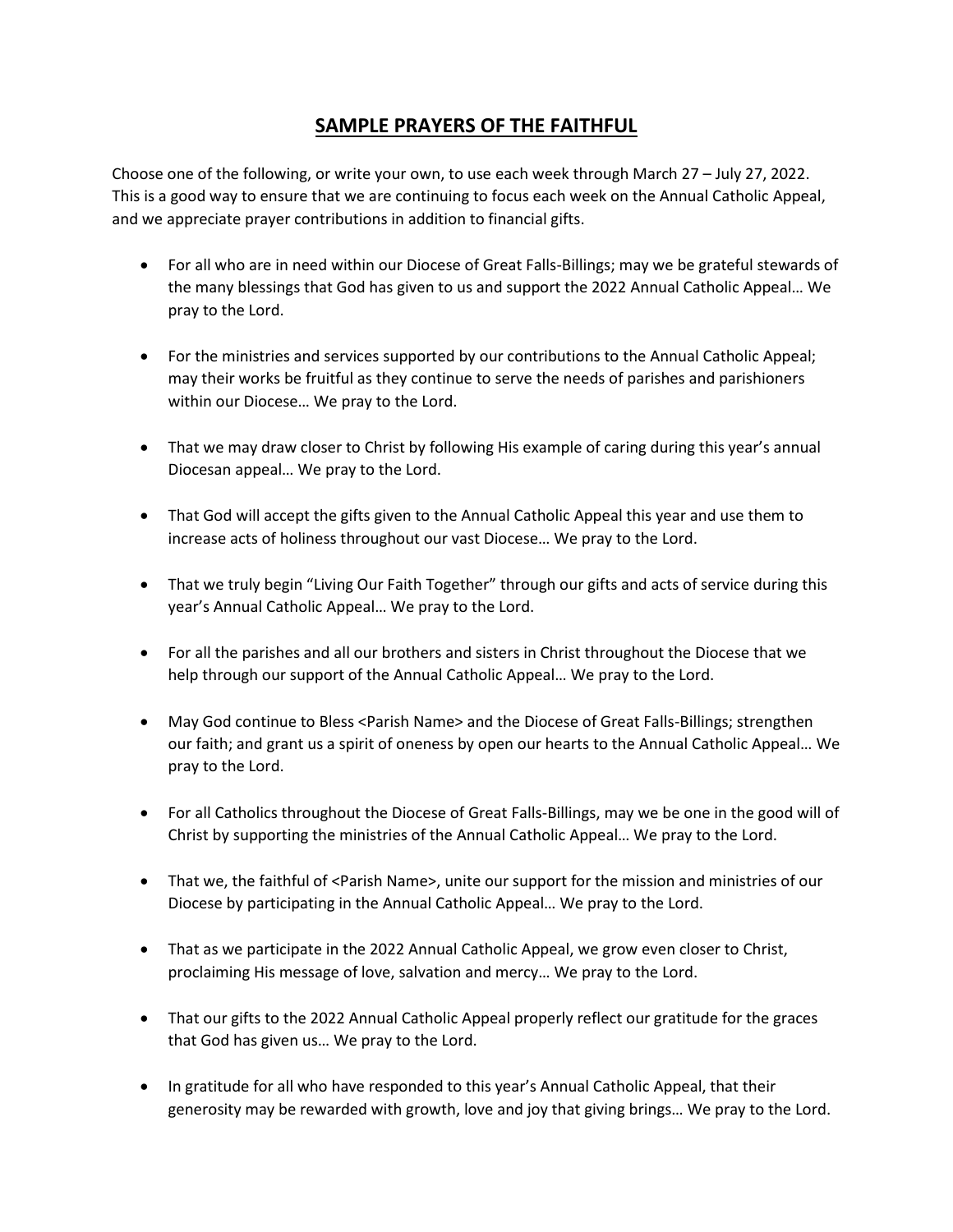# SAMPLE PRAYERS OF THE FAITHFUL

Choose one of the following, or write your own, to use each week through March 27 – July 27, 2022. This is a good way to ensure that we are continuing to focus each week on the Annual Catholic Appeal, and we appreciate prayer contributions in addition to financial gifts.

- For all who are in need within our Diocese of Great Falls-Billings; may we be grateful stewards of the many blessings that God has given to us and support the 2022 Annual Catholic Appeal… We pray to the Lord.
- For the ministries and services supported by our contributions to the Annual Catholic Appeal; may their works be fruitful as they continue to serve the needs of parishes and parishioners within our Diocese… We pray to the Lord.
- That we may draw closer to Christ by following His example of caring during this year's annual Diocesan appeal… We pray to the Lord.
- That God will accept the gifts given to the Annual Catholic Appeal this year and use them to increase acts of holiness throughout our vast Diocese… We pray to the Lord.
- That we truly begin "Living Our Faith Together" through our gifts and acts of service during this year's Annual Catholic Appeal… We pray to the Lord.
- For all the parishes and all our brothers and sisters in Christ throughout the Diocese that we help through our support of the Annual Catholic Appeal… We pray to the Lord.
- May God continue to Bless <Parish Name> and the Diocese of Great Falls-Billings; strengthen our faith; and grant us a spirit of oneness by open our hearts to the Annual Catholic Appeal… We pray to the Lord.
- For all Catholics throughout the Diocese of Great Falls-Billings, may we be one in the good will of Christ by supporting the ministries of the Annual Catholic Appeal… We pray to the Lord.
- That we, the faithful of <Parish Name>, unite our support for the mission and ministries of our Diocese by participating in the Annual Catholic Appeal… We pray to the Lord.
- That as we participate in the 2022 Annual Catholic Appeal, we grow even closer to Christ, proclaiming His message of love, salvation and mercy… We pray to the Lord.
- That our gifts to the 2022 Annual Catholic Appeal properly reflect our gratitude for the graces that God has given us… We pray to the Lord.
- In gratitude for all who have responded to this year's Annual Catholic Appeal, that their generosity may be rewarded with growth, love and joy that giving brings… We pray to the Lord.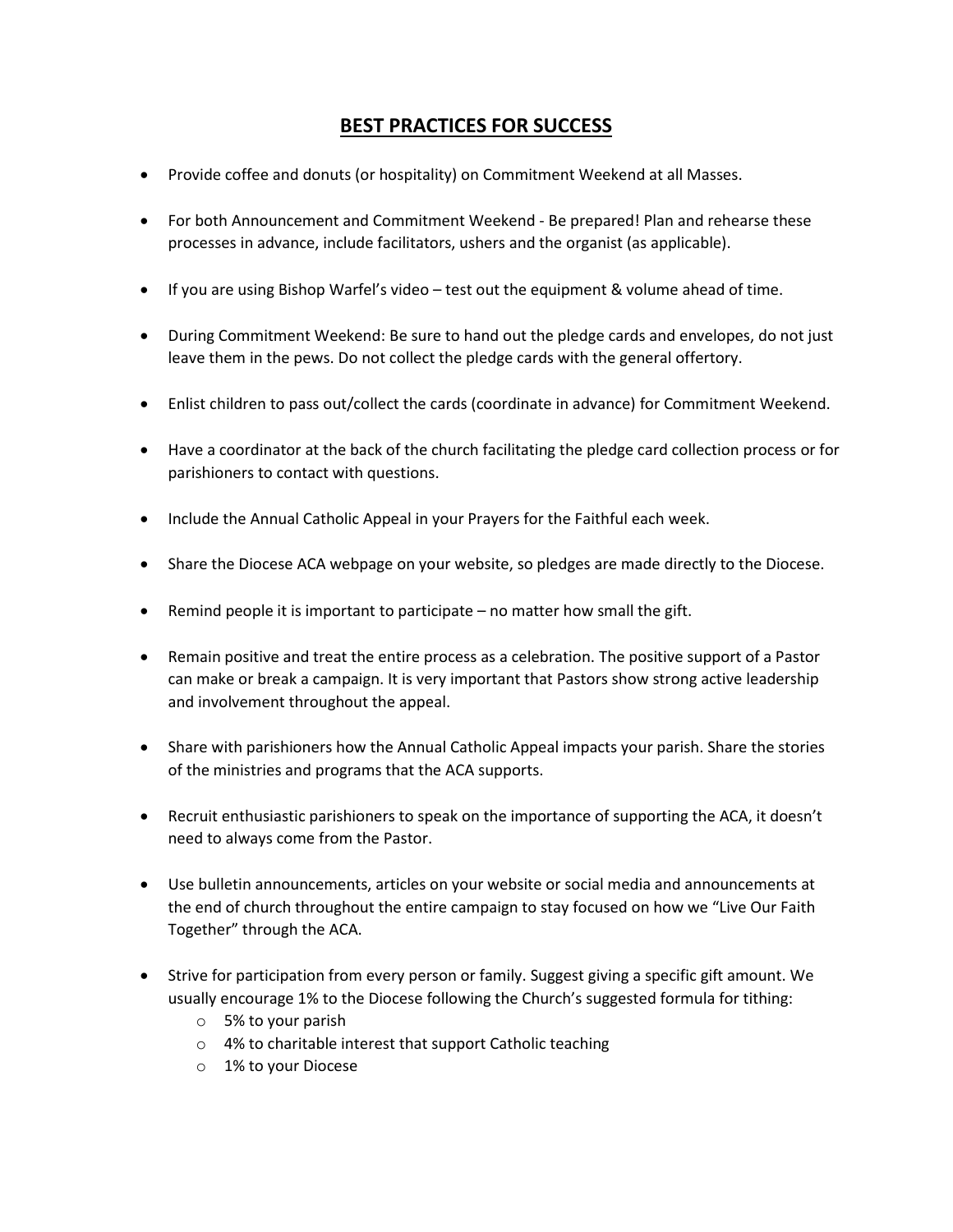## BEST PRACTICES FOR SUCCESS

- Provide coffee and donuts (or hospitality) on Commitment Weekend at all Masses.
- For both Announcement and Commitment Weekend - Be prepared! Plan and rehearse these processes in advance, include facilitators, ushers and the organist (as applicable).
- If you are using Bishop Warfel's video – test out the equipment & volume ahead of time.
- During Commitment Weekend: Be sure to hand out the pledge cards and envelopes, do not just leave them in the pews. Do not collect the pledge cards with the general offertory.
- Enlist children to pass out/collect the cards (coordinate in advance) for Commitment Weekend.
- Have a coordinator at the back of the church facilitating the pledge card collection process or for parishioners to contact with questions.
- Include the Annual Catholic Appeal in your Prayers for the Faithful each week.
- Share the Diocese ACA webpage on your website, so pledges are made directly to the Diocese.
- Remind people it is important to participate – no matter how small the gift.
- Remain positive and treat the entire process as a celebration. The positive support of a Pastor can make or break a campaign. It is very important that Pastors show strong active leadership and involvement throughout the appeal.
- Share with parishioners how the Annual Catholic Appeal impacts your parish. Share the stories of the ministries and programs that the ACA supports.
- Recruit enthusiastic parishioners to speak on the importance of supporting the ACA, it doesn't need to always come from the Pastor.
- Use bulletin announcements, articles on your website or social media and announcements at the end of church throughout the entire campaign to stay focused on how we "Live Our Faith Together" through the ACA.
- Strive for participation from every person or family. Suggest giving a specific gift amount. We usually encourage 1% to the Diocese following the Church's suggested formula for tithing:
  - 5% to your parish
  - 4% to charitable interest that support Catholic teaching
  - 1% to your Diocese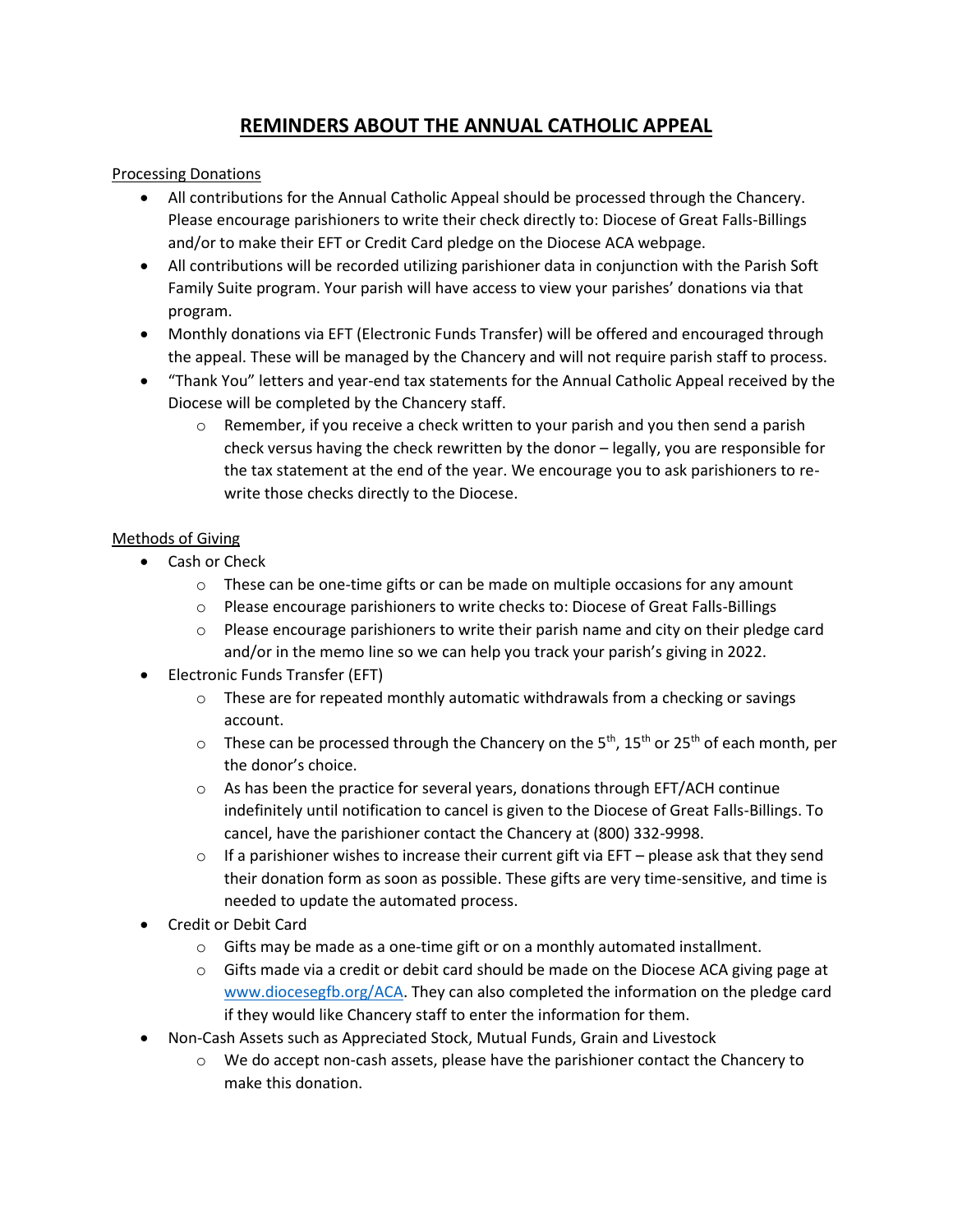# REMINDERS ABOUT THE ANNUAL CATHOLIC APPEAL

## Processing Donations

- All contributions for the Annual Catholic Appeal should be processed through the Chancery. Please encourage parishioners to write their check directly to: Diocese of Great Falls-Billings and/or to make their EFT or Credit Card pledge on the Diocese ACA webpage.
- All contributions will be recorded utilizing parishioner data in conjunction with the Parish Soft Family Suite program. Your parish will have access to view your parishes' donations via that program.
- Monthly donations via EFT (Electronic Funds Transfer) will be offered and encouraged through the appeal. These will be managed by the Chancery and will not require parish staff to process.
- "Thank You" letters and year-end tax statements for the Annual Catholic Appeal received by the Diocese will be completed by the Chancery staff.
  - Remember, if you receive a check written to your parish and you then send a parish check versus having the check rewritten by the donor – legally, you are responsible for the tax statement at the end of the year. We encourage you to ask parishioners to re-write those checks directly to the Diocese.

## Methods of Giving

- Cash or Check
  - These can be one-time gifts or can be made on multiple occasions for any amount
  - Please encourage parishioners to write checks to: Diocese of Great Falls-Billings
  - Please encourage parishioners to write their parish name and city on their pledge card and/or in the memo line so we can help you track your parish's giving in 2022.
- Electronic Funds Transfer (EFT)
  - These are for repeated monthly automatic withdrawals from a checking or savings account.
  - These can be processed through the Chancery on the 5th, 15th or 25th of each month, per the donor's choice.
  - As has been the practice for several years, donations through EFT/ACH continue indefinitely until notification to cancel is given to the Diocese of Great Falls-Billings. To cancel, have the parishioner contact the Chancery at (800) 332-9998.
  - If a parishioner wishes to increase their current gift via EFT – please ask that they send their donation form as soon as possible. These gifts are very time-sensitive, and time is needed to update the automated process.
- Credit or Debit Card
  - Gifts may be made as a one-time gift or on a monthly automated installment.
  - Gifts made via a credit or debit card should be made on the Diocese ACA giving page at [www.diocesegfb.org/ACA](www.diocesegfb.org/ACA). They can also completed the information on the pledge card if they would like Chancery staff to enter the information for them.
- Non-Cash Assets such as Appreciated Stock, Mutual Funds, Grain and Livestock
  - We do accept non-cash assets, please have the parishioner contact the Chancery to make this donation.